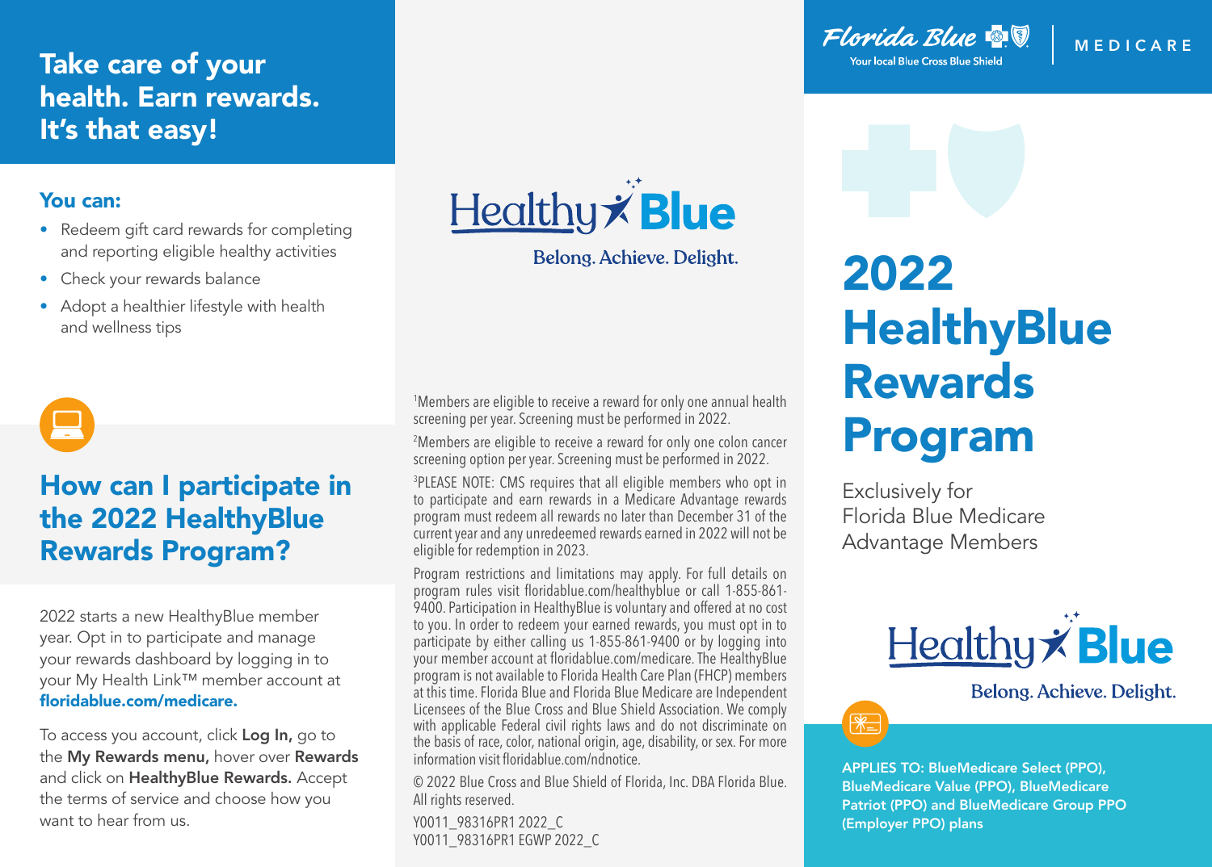# Take care of your health. Earn rewards. It's that easy!

## You can:

- Redeem gift card rewards for completing and reporting eligible healthy activities
- Check your rewards balance
- Adopt a healthier lifestyle with health and wellness tips

## How can I participate in the 2022 HealthyBlue Rewards Program?

2022 starts a new HealthyBlue member year. Opt in to participate and manage your rewards dashboard by logging in to your My Health Link™ member account at **floridablue.com/medicare.**

To access you account, click **Log In,** go to the **My Rewards menu,** hover over **Rewards** and click on **HealthyBlue Rewards.** Accept the terms of service and choose how you want to hear from us.

HealthyBlue

Belong. Achieve. Delight.

[1]Members are eligible to receive a reward for only one annual health screening per year. Screening must be performed in 2022.

[2]Members are eligible to receive a reward for only one colon cancer screening option per year. Screening must be performed in 2022.

[3]PLEASE NOTE: CMS requires that all eligible members who opt in to participate and earn rewards in a Medicare Advantage rewards program must redeem all rewards no later than December 31 of the current year and any unredeemed rewards earned in 2022 will not be eligible for redemption in 2023.

Program restrictions and limitations may apply. For full details on program rules visit floridablue.com/healthyblue or call 1-855-861-9400. Participation in HealthyBlue is voluntary and offered at no cost to you. In order to redeem your earned rewards, you must opt in to participate by either calling us 1-855-861-9400 or by logging into your member account at floridablue.com/medicare. The HealthyBlue program is not available to Florida Health Care Plan (FHCP) members at this time. Florida Blue and Florida Blue Medicare are Independent Licensees of the Blue Cross and Blue Shield Association. We comply with applicable Federal civil rights laws and do not discriminate on the basis of race, color, national origin, age, disability, or sex. For more information visit floridablue.com/ndnotice.

© 2022 Blue Cross and Blue Shield of Florida, Inc. DBA Florida Blue. All rights reserved.

Y0011_98316PR1 2022_C
Y0011_98316PR1 EGWP 2022_C

Florida Blue | MEDICARE

Your local Blue Cross Blue Shield

# 2022 HealthyBlue Rewards Program

Exclusively for Florida Blue Medicare Advantage Members

HealthyBlue

Belong. Achieve. Delight.

**APPLIES TO: BlueMedicare Select (PPO), BlueMedicare Value (PPO), BlueMedicare Patriot (PPO) and BlueMedicare Group PPO (Employer PPO) plans**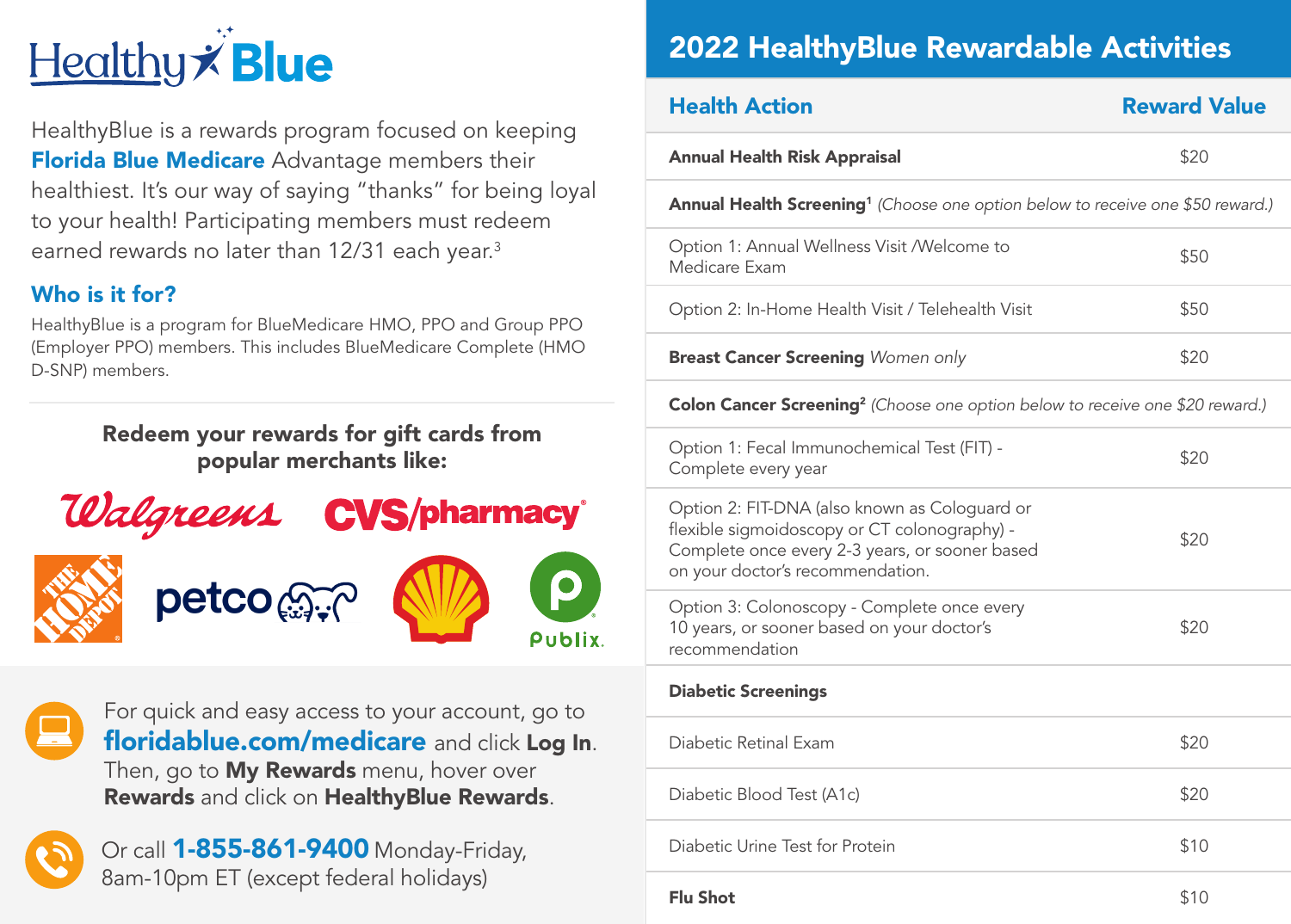# HealthyBlue

HealthyBlue is a rewards program focused on keeping **Florida Blue Medicare** Advantage members their healthiest. It's our way of saying "thanks" for being loyal to your health! Participating members must redeem earned rewards no later than 12/31 each year.[3]

## Who is it for?

HealthyBlue is a program for BlueMedicare HMO, PPO and Group PPO (Employer PPO) members. This includes BlueMedicare Complete (HMO D-SNP) members.

**Redeem your rewards for gift cards from popular merchants like:**

Walgreens, CVS/pharmacy, The Home Depot, petco, Shell, Publix

For quick and easy access to your account, go to **floridablue.com/medicare** and click **Log In**. Then, go to **My Rewards** menu, hover over **Rewards** and click on **HealthyBlue Rewards**.

Or call **1-855-861-9400** Monday-Friday, 8am-10pm ET (except federal holidays)

## 2022 HealthyBlue Rewardable Activities

| Health Action | Reward Value |
|---|---|
| **Annual Health Risk Appraisal** | $20 |
| **Annual Health Screening**[1] *(Choose one option below to receive one $50 reward.)* | |
| Option 1: Annual Wellness Visit /Welcome to Medicare Exam | $50 |
| Option 2: In-Home Health Visit / Telehealth Visit | $50 |
| **Breast Cancer Screening** *Women only* | $20 |
| **Colon Cancer Screening**[2] *(Choose one option below to receive one $20 reward.)* | |
| Option 1: Fecal Immunochemical Test (FIT) - Complete every year | $20 |
| Option 2: FIT-DNA (also known as Cologuard or flexible sigmoidoscopy or CT colonography) - Complete once every 2-3 years, or sooner based on your doctor's recommendation. | $20 |
| Option 3: Colonoscopy - Complete once every 10 years, or sooner based on your doctor's recommendation | $20 |
| **Diabetic Screenings** | |
| Diabetic Retinal Exam | $20 |
| Diabetic Blood Test (A1c) | $20 |
| Diabetic Urine Test for Protein | $10 |
| **Flu Shot** | $10 |